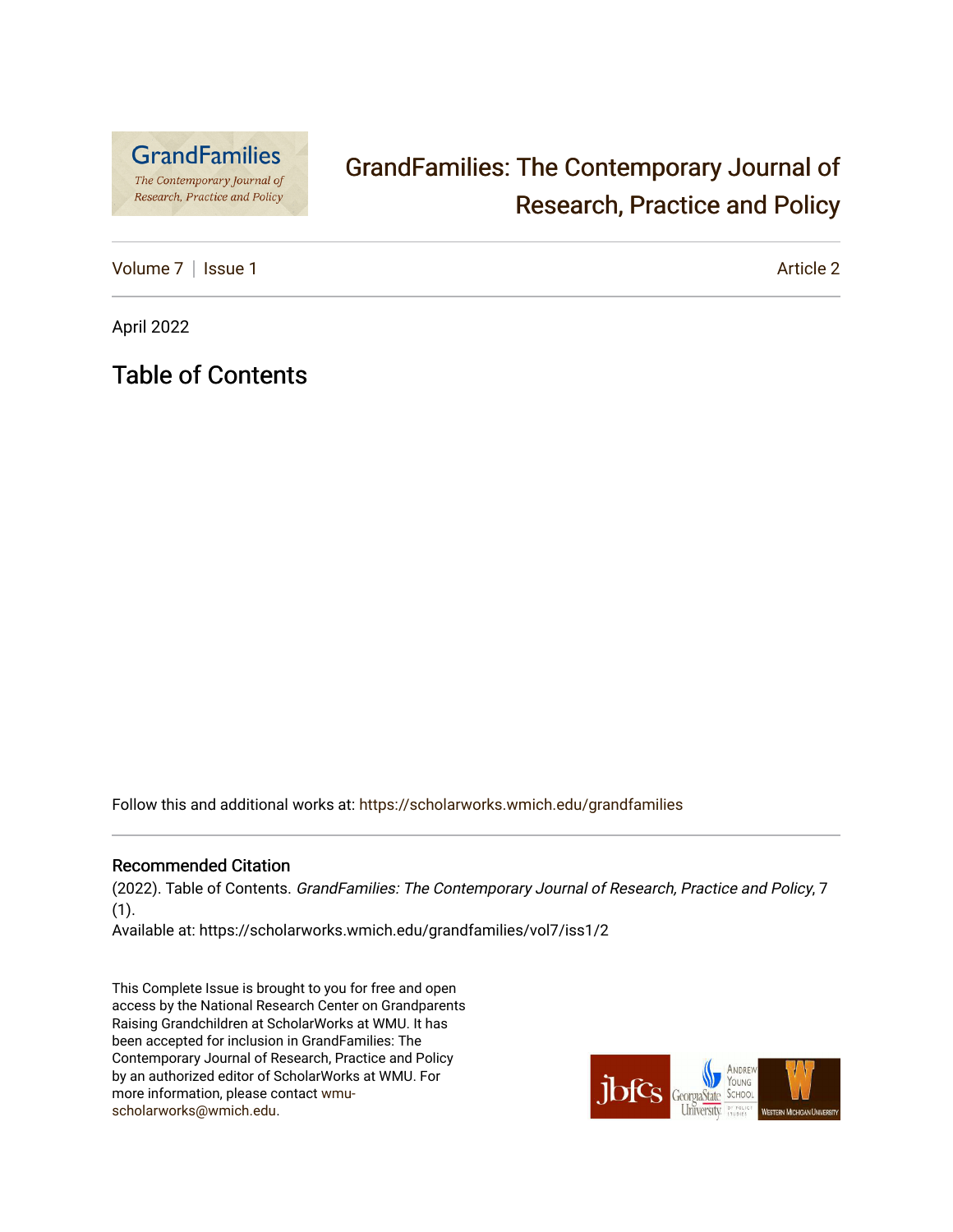# GrandFamilies: The Contemporary Journal of Research, Practice and Policy

Volume 7 | Issue 1 Article 2

April 2022

## Table of Contents

Follow this and additional works at: https://scholarworks.wmich.edu/grandfamilies

### Recommended Citation

(2022). Table of Contents. *GrandFamilies: The Contemporary Journal of Research, Practice and Policy*, 7 (1).
Available at: https://scholarworks.wmich.edu/grandfamilies/vol7/iss1/2

This Complete Issue is brought to you for free and open access by the National Research Center on Grandparents Raising Grandchildren at ScholarWorks at WMU. It has been accepted for inclusion in GrandFamilies: The Contemporary Journal of Research, Practice and Policy by an authorized editor of ScholarWorks at WMU. For more information, please contact wmu-scholarworks@wmich.edu.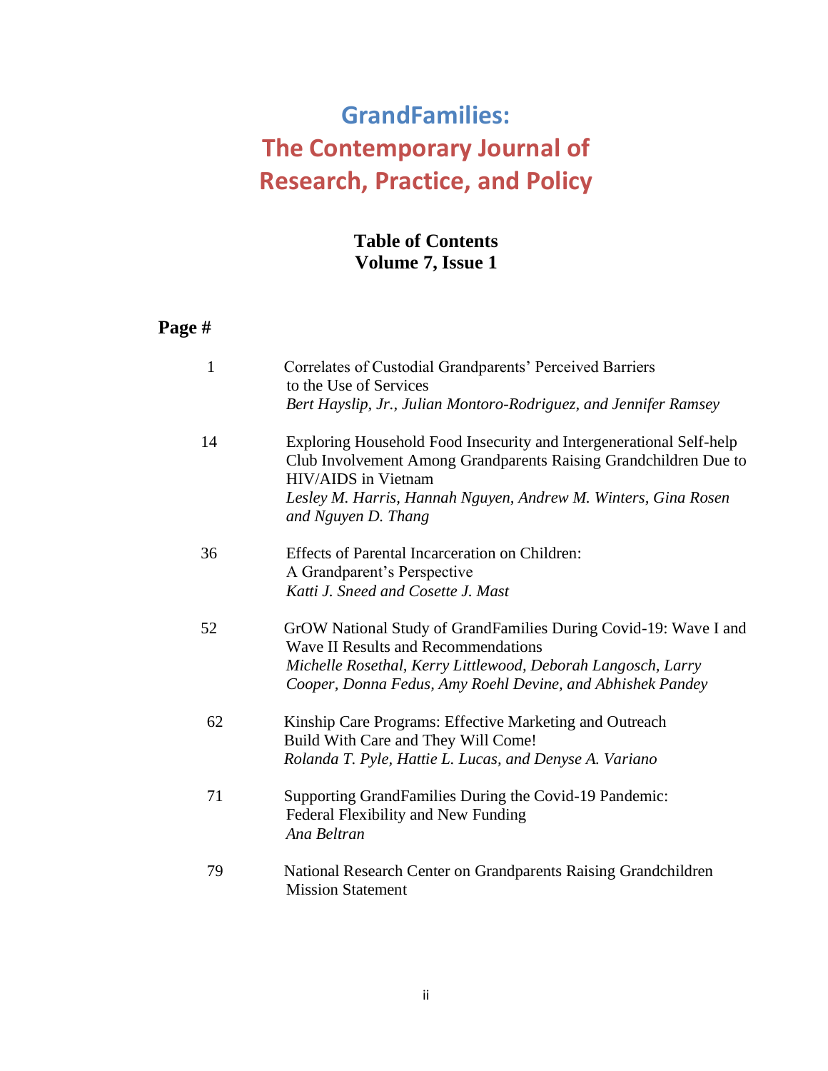# GrandFamilies: The Contemporary Journal of Research, Practice, and Policy

## Table of Contents
## Volume 7, Issue 1

**Page #**

| | |
|---|---|
| 1 | Correlates of Custodial Grandparents' Perceived Barriers to the Use of Services<br>*Bert Hayslip, Jr., Julian Montoro-Rodriguez, and Jennifer Ramsey* |
| 14 | Exploring Household Food Insecurity and Intergenerational Self-help Club Involvement Among Grandparents Raising Grandchildren Due to HIV/AIDS in Vietnam<br>*Lesley M. Harris, Hannah Nguyen, Andrew M. Winters, Gina Rosen and Nguyen D. Thang* |
| 36 | Effects of Parental Incarceration on Children: A Grandparent's Perspective<br>*Katti J. Sneed and Cosette J. Mast* |
| 52 | GrOW National Study of GrandFamilies During Covid-19: Wave I and Wave II Results and Recommendations<br>*Michelle Rosethal, Kerry Littlewood, Deborah Langosch, Larry Cooper, Donna Fedus, Amy Roehl Devine, and Abhishek Pandey* |
| 62 | Kinship Care Programs: Effective Marketing and Outreach Build With Care and They Will Come!<br>*Rolanda T. Pyle, Hattie L. Lucas, and Denyse A. Variano* |
| 71 | Supporting GrandFamilies During the Covid-19 Pandemic: Federal Flexibility and New Funding<br>*Ana Beltran* |
| 79 | National Research Center on Grandparents Raising Grandchildren Mission Statement |